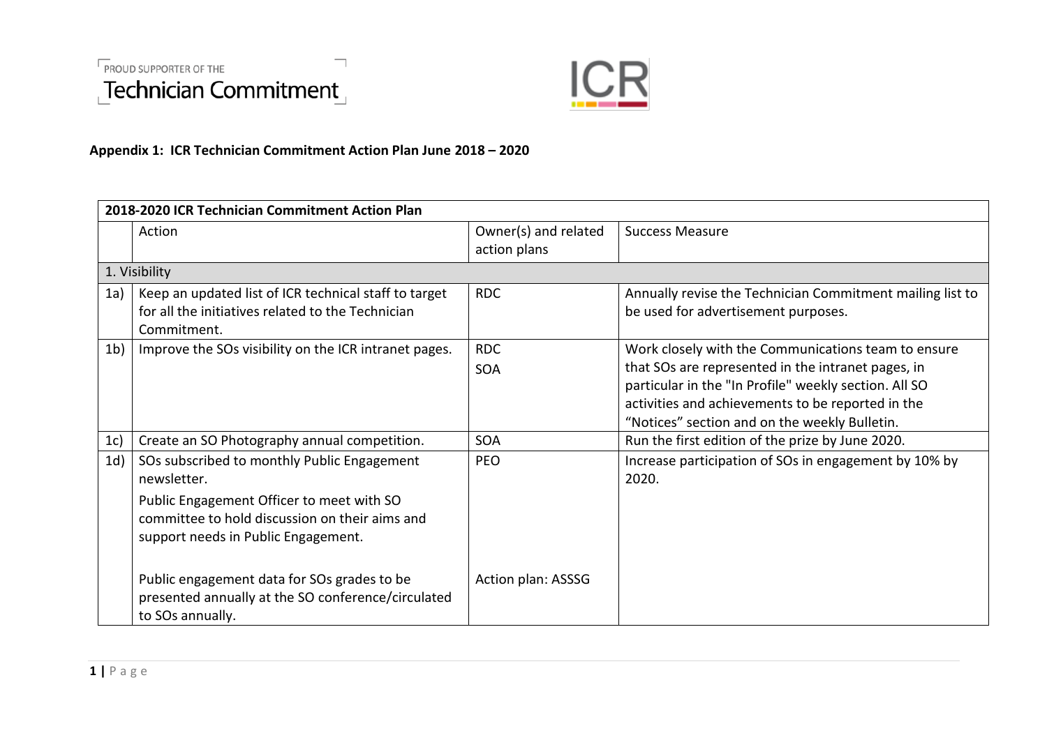PROUD SUPPORTER OF THE Technician Commitment

ICR

**Appendix 1: ICR Technician Commitment Action Plan June 2018 – 2020**

| **2018-2020 ICR Technician Commitment Action Plan** | | | |
|---|---|---|---|
| | Action | Owner(s) and related action plans | Success Measure |
| 1. Visibility | | | |
| 1a) | Keep an updated list of ICR technical staff to target for all the initiatives related to the Technician Commitment. | RDC | Annually revise the Technician Commitment mailing list to be used for advertisement purposes. |
| 1b) | Improve the SOs visibility on the ICR intranet pages. | RDC<br>SOA | Work closely with the Communications team to ensure that SOs are represented in the intranet pages, in particular in the "In Profile" weekly section. All SO activities and achievements to be reported in the "Notices" section and on the weekly Bulletin. |
| 1c) | Create an SO Photography annual competition. | SOA | Run the first edition of the prize by June 2020. |
| 1d) | SOs subscribed to monthly Public Engagement newsletter.<br><br>Public Engagement Officer to meet with SO committee to hold discussion on their aims and support needs in Public Engagement.<br><br>Public engagement data for SOs grades to be presented annually at the SO conference/circulated to SOs annually. | PEO<br><br><br><br><br><br>Action plan: ASSSG | Increase participation of SOs in engagement by 10% by 2020. |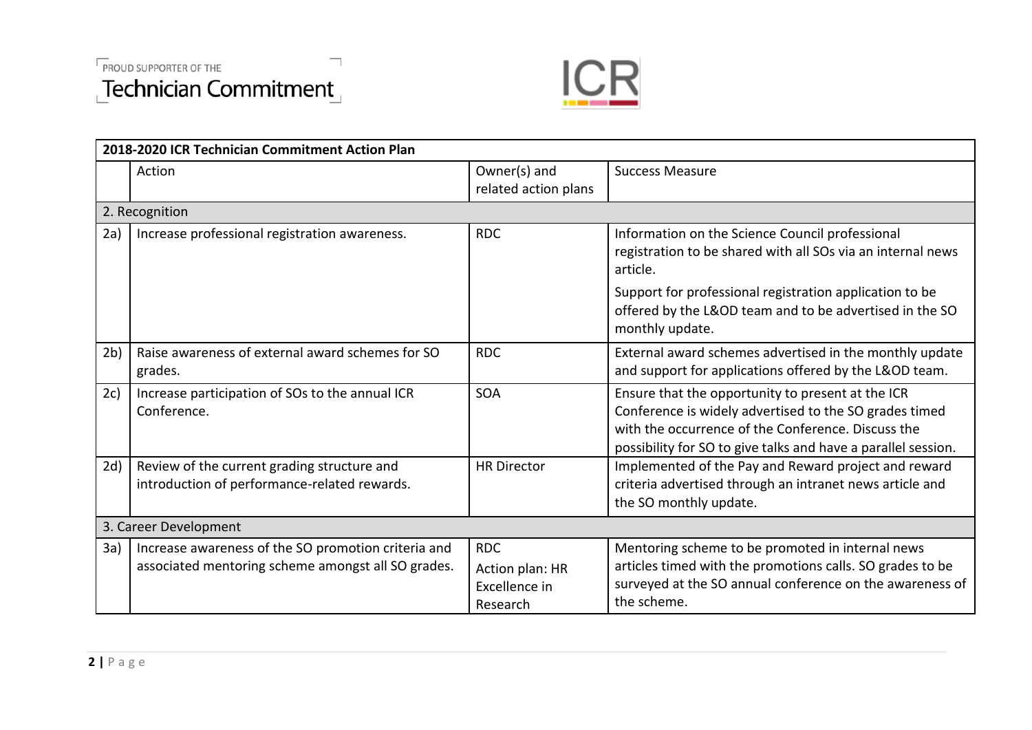| 2018-2020 ICR Technician Commitment Action Plan | | | |
|---|---|---|---|
| | Action | Owner(s) and related action plans | Success Measure |
| 2. Recognition | | | |
| 2a) | Increase professional registration awareness. | RDC | Information on the Science Council professional registration to be shared with all SOs via an internal news article.<br><br>Support for professional registration application to be offered by the L&OD team and to be advertised in the SO monthly update. |
| 2b) | Raise awareness of external award schemes for SO grades. | RDC | External award schemes advertised in the monthly update and support for applications offered by the L&OD team. |
| 2c) | Increase participation of SOs to the annual ICR Conference. | SOA | Ensure that the opportunity to present at the ICR Conference is widely advertised to the SO grades timed with the occurrence of the Conference. Discuss the possibility for SO to give talks and have a parallel session. |
| 2d) | Review of the current grading structure and introduction of performance-related rewards. | HR Director | Implemented of the Pay and Reward project and reward criteria advertised through an intranet news article and the SO monthly update. |
| 3. Career Development | | | |
| 3a) | Increase awareness of the SO promotion criteria and associated mentoring scheme amongst all SO grades. | RDC<br><br>Action plan: HR Excellence in Research | Mentoring scheme to be promoted in internal news articles timed with the promotions calls. SO grades to be surveyed at the SO annual conference on the awareness of the scheme. |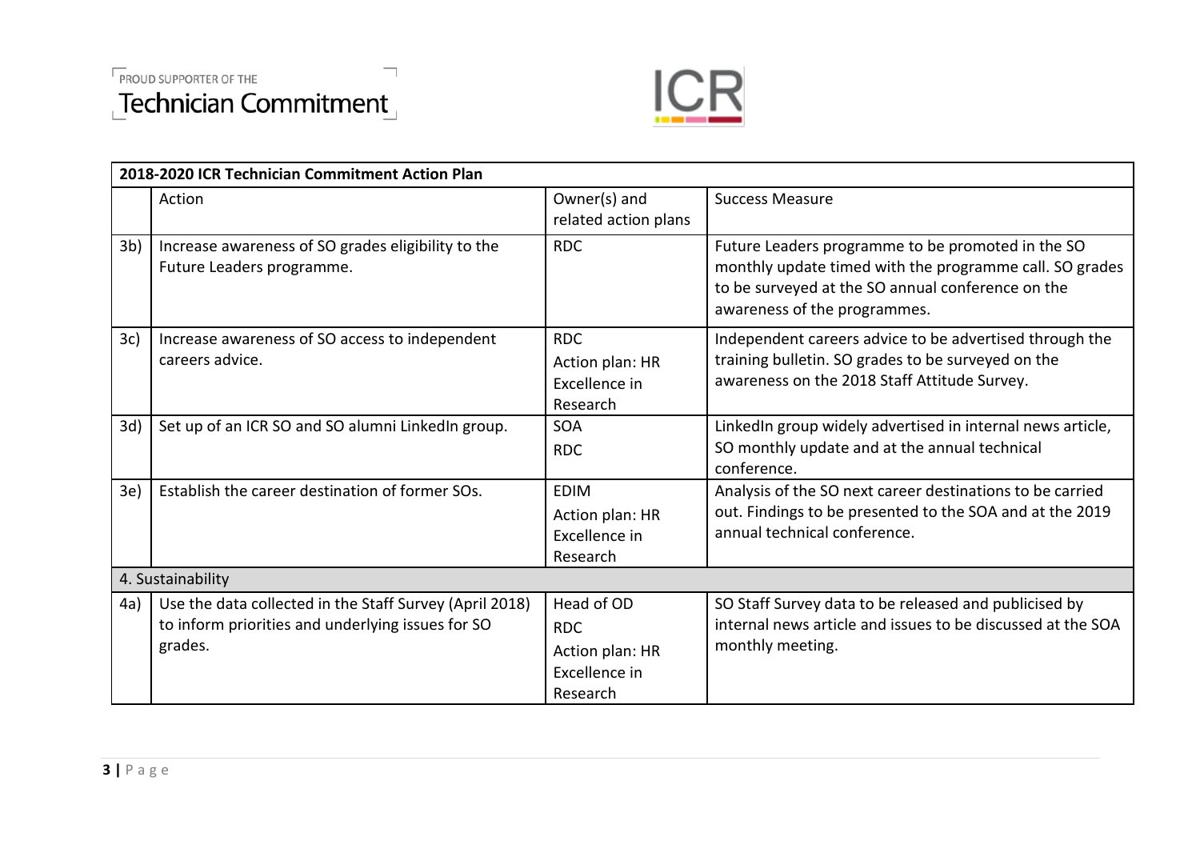| 2018-2020 ICR Technician Commitment Action Plan | | | |
|---|---|---|---|
| | Action | Owner(s) and related action plans | Success Measure |
| 3b) | Increase awareness of SO grades eligibility to the Future Leaders programme. | RDC | Future Leaders programme to be promoted in the SO monthly update timed with the programme call. SO grades to be surveyed at the SO annual conference on the awareness of the programmes. |
| 3c) | Increase awareness of SO access to independent careers advice. | RDC<br>Action plan: HR Excellence in Research | Independent careers advice to be advertised through the training bulletin. SO grades to be surveyed on the awareness on the 2018 Staff Attitude Survey. |
| 3d) | Set up of an ICR SO and SO alumni LinkedIn group. | SOA<br>RDC | LinkedIn group widely advertised in internal news article, SO monthly update and at the annual technical conference. |
| 3e) | Establish the career destination of former SOs. | EDIM<br>Action plan: HR Excellence in Research | Analysis of the SO next career destinations to be carried out. Findings to be presented to the SOA and at the 2019 annual technical conference. |
| 4. Sustainability | | | |
| 4a) | Use the data collected in the Staff Survey (April 2018) to inform priorities and underlying issues for SO grades. | Head of OD<br>RDC<br>Action plan: HR Excellence in Research | SO Staff Survey data to be released and publicised by internal news article and issues to be discussed at the SOA monthly meeting. |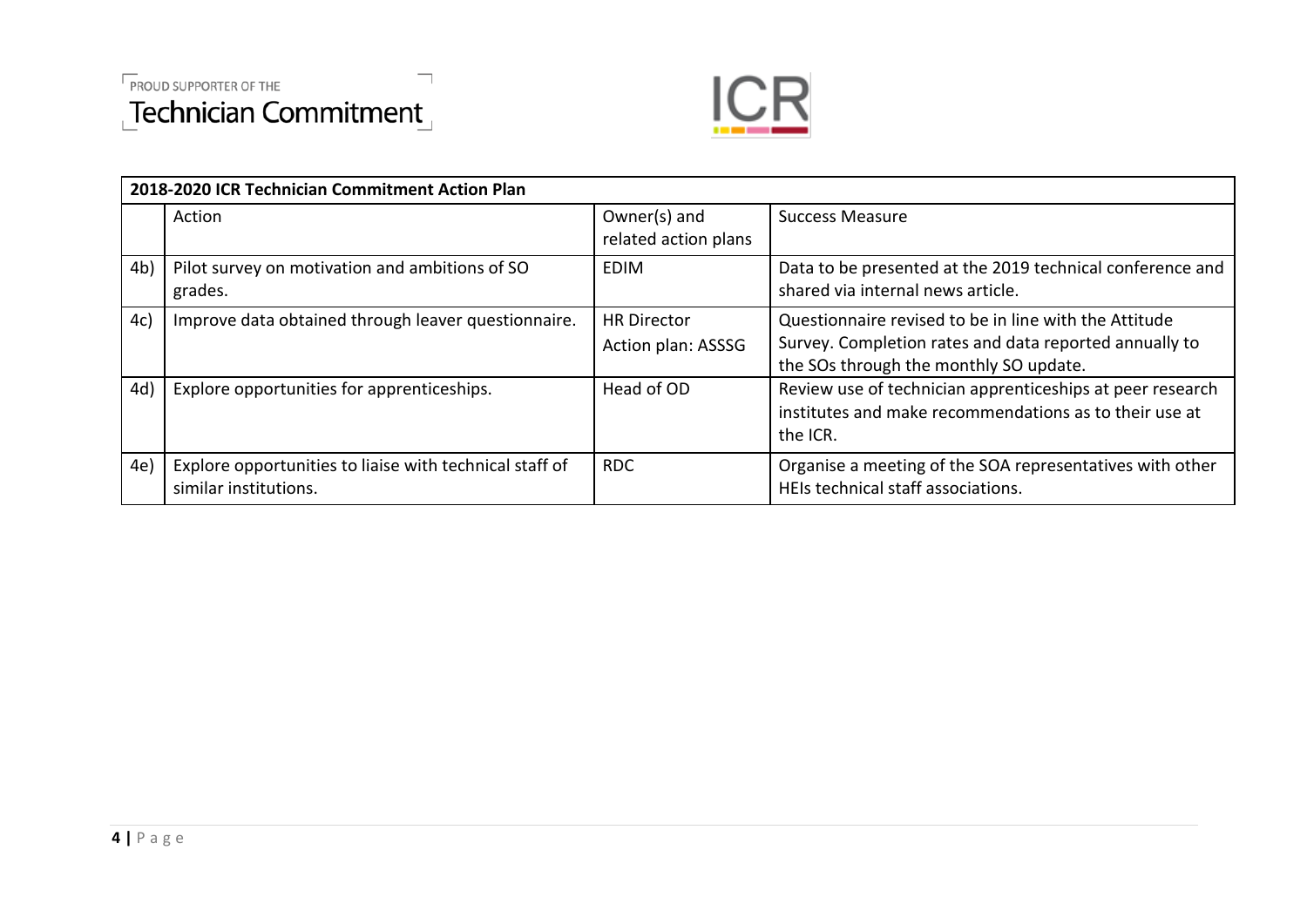| 2018-2020 ICR Technician Commitment Action Plan | | | |
|---|---|---|---|
| | Action | Owner(s) and related action plans | Success Measure |
| 4b) | Pilot survey on motivation and ambitions of SO grades. | EDIM | Data to be presented at the 2019 technical conference and shared via internal news article. |
| 4c) | Improve data obtained through leaver questionnaire. | HR Director<br>Action plan: ASSSG | Questionnaire revised to be in line with the Attitude Survey. Completion rates and data reported annually to the SOs through the monthly SO update. |
| 4d) | Explore opportunities for apprenticeships. | Head of OD | Review use of technician apprenticeships at peer research institutes and make recommendations as to their use at the ICR. |
| 4e) | Explore opportunities to liaise with technical staff of similar institutions. | RDC | Organise a meeting of the SOA representatives with other HEIs technical staff associations. |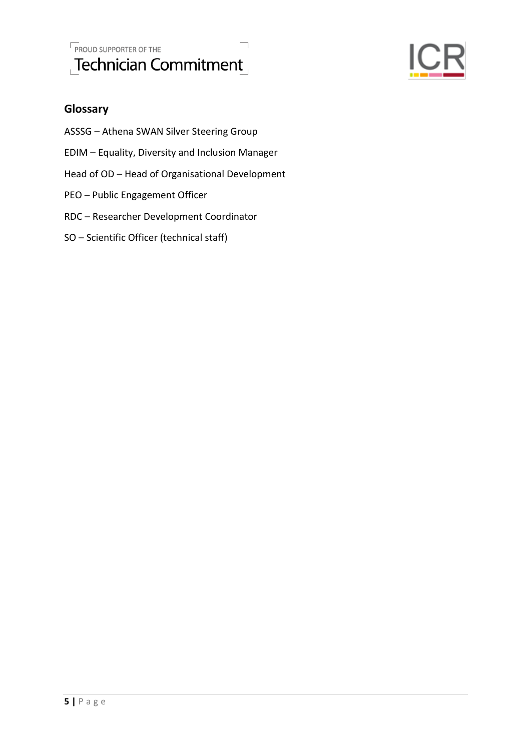## Glossary

ASSSG – Athena SWAN Silver Steering Group

EDIM – Equality, Diversity and Inclusion Manager

Head of OD – Head of Organisational Development

PEO – Public Engagement Officer

RDC – Researcher Development Coordinator

SO – Scientific Officer (technical staff)